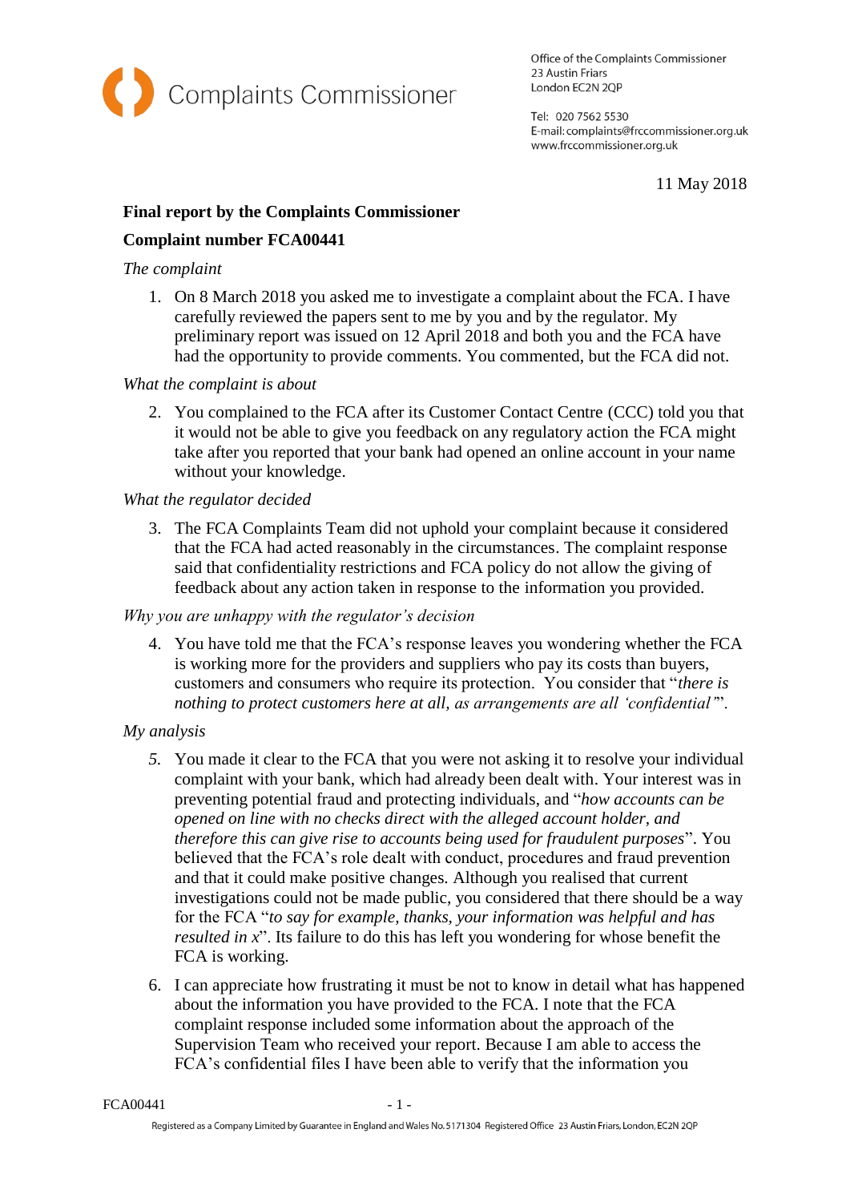Complaints Commissioner

Office of the Complaints Commissioner
23 Austin Friars
London EC2N 2QP

Tel: 020 7562 5530
E-mail: complaints@frccommissioner.org.uk
www.frccommissioner.org.uk

11 May 2018

**Final report by the Complaints Commissioner**

**Complaint number FCA00441**

*The complaint*

1. On 8 March 2018 you asked me to investigate a complaint about the FCA. I have carefully reviewed the papers sent to me by you and by the regulator. My preliminary report was issued on 12 April 2018 and both you and the FCA have had the opportunity to provide comments. You commented, but the FCA did not.

*What the complaint is about*

2. You complained to the FCA after its Customer Contact Centre (CCC) told you that it would not be able to give you feedback on any regulatory action the FCA might take after you reported that your bank had opened an online account in your name without your knowledge.

*What the regulator decided*

3. The FCA Complaints Team did not uphold your complaint because it considered that the FCA had acted reasonably in the circumstances. The complaint response said that confidentiality restrictions and FCA policy do not allow the giving of feedback about any action taken in response to the information you provided.

*Why you are unhappy with the regulator's decision*

4. You have told me that the FCA's response leaves you wondering whether the FCA is working more for the providers and suppliers who pay its costs than buyers, customers and consumers who require its protection. You consider that "*there is nothing to protect customers here at all, as arrangements are all 'confidential'*".

*My analysis*

5. You made it clear to the FCA that you were not asking it to resolve your individual complaint with your bank, which had already been dealt with. Your interest was in preventing potential fraud and protecting individuals, and "*how accounts can be opened on line with no checks direct with the alleged account holder, and therefore this can give rise to accounts being used for fraudulent purposes*". You believed that the FCA's role dealt with conduct, procedures and fraud prevention and that it could make positive changes. Although you realised that current investigations could not be made public, you considered that there should be a way for the FCA "*to say for example, thanks, your information was helpful and has resulted in x*". Its failure to do this has left you wondering for whose benefit the FCA is working.

6. I can appreciate how frustrating it must be not to know in detail what has happened about the information you have provided to the FCA. I note that the FCA complaint response included some information about the approach of the Supervision Team who received your report. Because I am able to access the FCA's confidential files I have been able to verify that the information you

Registered as a Company Limited by Guarantee in England and Wales No. 5171304 Registered Office 23 Austin Friars, London, EC2N 2QP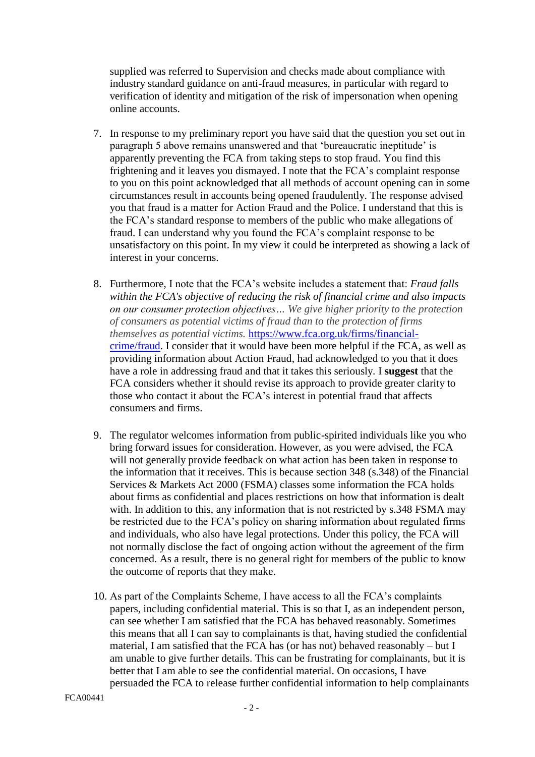supplied was referred to Supervision and checks made about compliance with industry standard guidance on anti-fraud measures, in particular with regard to verification of identity and mitigation of the risk of impersonation when opening online accounts.

7. In response to my preliminary report you have said that the question you set out in paragraph 5 above remains unanswered and that 'bureaucratic ineptitude' is apparently preventing the FCA from taking steps to stop fraud. You find this frightening and it leaves you dismayed. I note that the FCA's complaint response to you on this point acknowledged that all methods of account opening can in some circumstances result in accounts being opened fraudulently. The response advised you that fraud is a matter for Action Fraud and the Police. I understand that this is the FCA's standard response to members of the public who make allegations of fraud. I can understand why you found the FCA's complaint response to be unsatisfactory on this point. In my view it could be interpreted as showing a lack of interest in your concerns.

8. Furthermore, I note that the FCA's website includes a statement that: *Fraud falls within the FCA's objective of reducing the risk of financial crime and also impacts on our consumer protection objectives… We give higher priority to the protection of consumers as potential victims of fraud than to the protection of firms themselves as potential victims.* [https://www.fca.org.uk/firms/financial-crime/fraud](https://www.fca.org.uk/firms/financial-crime/fraud). I consider that it would have been more helpful if the FCA, as well as providing information about Action Fraud, had acknowledged to you that it does have a role in addressing fraud and that it takes this seriously. I **suggest** that the FCA considers whether it should revise its approach to provide greater clarity to those who contact it about the FCA's interest in potential fraud that affects consumers and firms.

9. The regulator welcomes information from public-spirited individuals like you who bring forward issues for consideration. However, as you were advised, the FCA will not generally provide feedback on what action has been taken in response to the information that it receives. This is because section 348 (s.348) of the Financial Services & Markets Act 2000 (FSMA) classes some information the FCA holds about firms as confidential and places restrictions on how that information is dealt with. In addition to this, any information that is not restricted by s.348 FSMA may be restricted due to the FCA's policy on sharing information about regulated firms and individuals, who also have legal protections. Under this policy, the FCA will not normally disclose the fact of ongoing action without the agreement of the firm concerned. As a result, there is no general right for members of the public to know the outcome of reports that they make.

10. As part of the Complaints Scheme, I have access to all the FCA's complaints papers, including confidential material. This is so that I, as an independent person, can see whether I am satisfied that the FCA has behaved reasonably. Sometimes this means that all I can say to complainants is that, having studied the confidential material, I am satisfied that the FCA has (or has not) behaved reasonably – but I am unable to give further details. This can be frustrating for complainants, but it is better that I am able to see the confidential material. On occasions, I have persuaded the FCA to release further confidential information to help complainants

FCA00441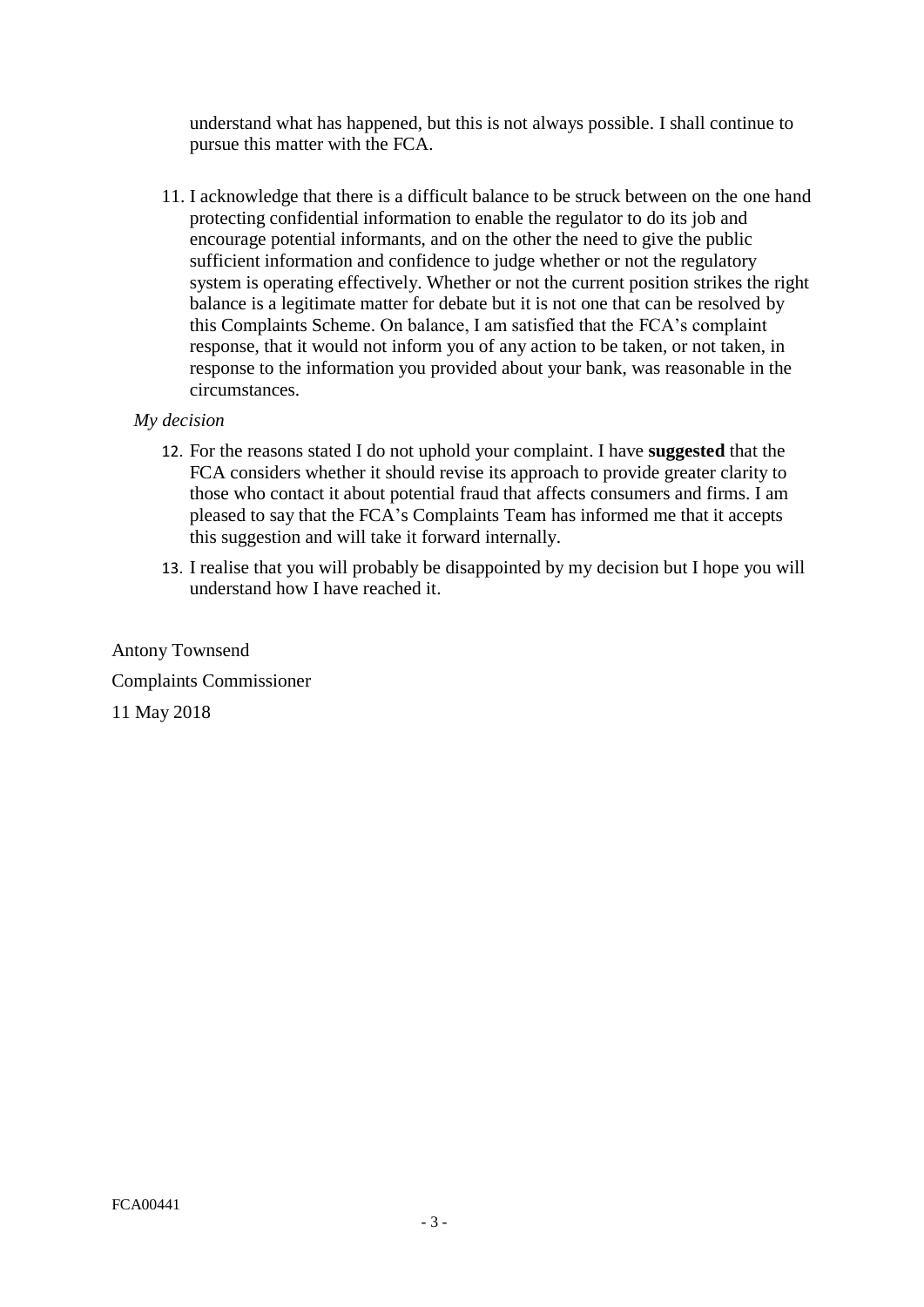understand what has happened, but this is not always possible. I shall continue to pursue this matter with the FCA.

11. I acknowledge that there is a difficult balance to be struck between on the one hand protecting confidential information to enable the regulator to do its job and encourage potential informants, and on the other the need to give the public sufficient information and confidence to judge whether or not the regulatory system is operating effectively. Whether or not the current position strikes the right balance is a legitimate matter for debate but it is not one that can be resolved by this Complaints Scheme. On balance, I am satisfied that the FCA's complaint response, that it would not inform you of any action to be taken, or not taken, in response to the information you provided about your bank, was reasonable in the circumstances.

*My decision*

12. For the reasons stated I do not uphold your complaint. I have **suggested** that the FCA considers whether it should revise its approach to provide greater clarity to those who contact it about potential fraud that affects consumers and firms. I am pleased to say that the FCA's Complaints Team has informed me that it accepts this suggestion and will take it forward internally.

13. I realise that you will probably be disappointed by my decision but I hope you will understand how I have reached it.

Antony Townsend

Complaints Commissioner

11 May 2018

FCA00441